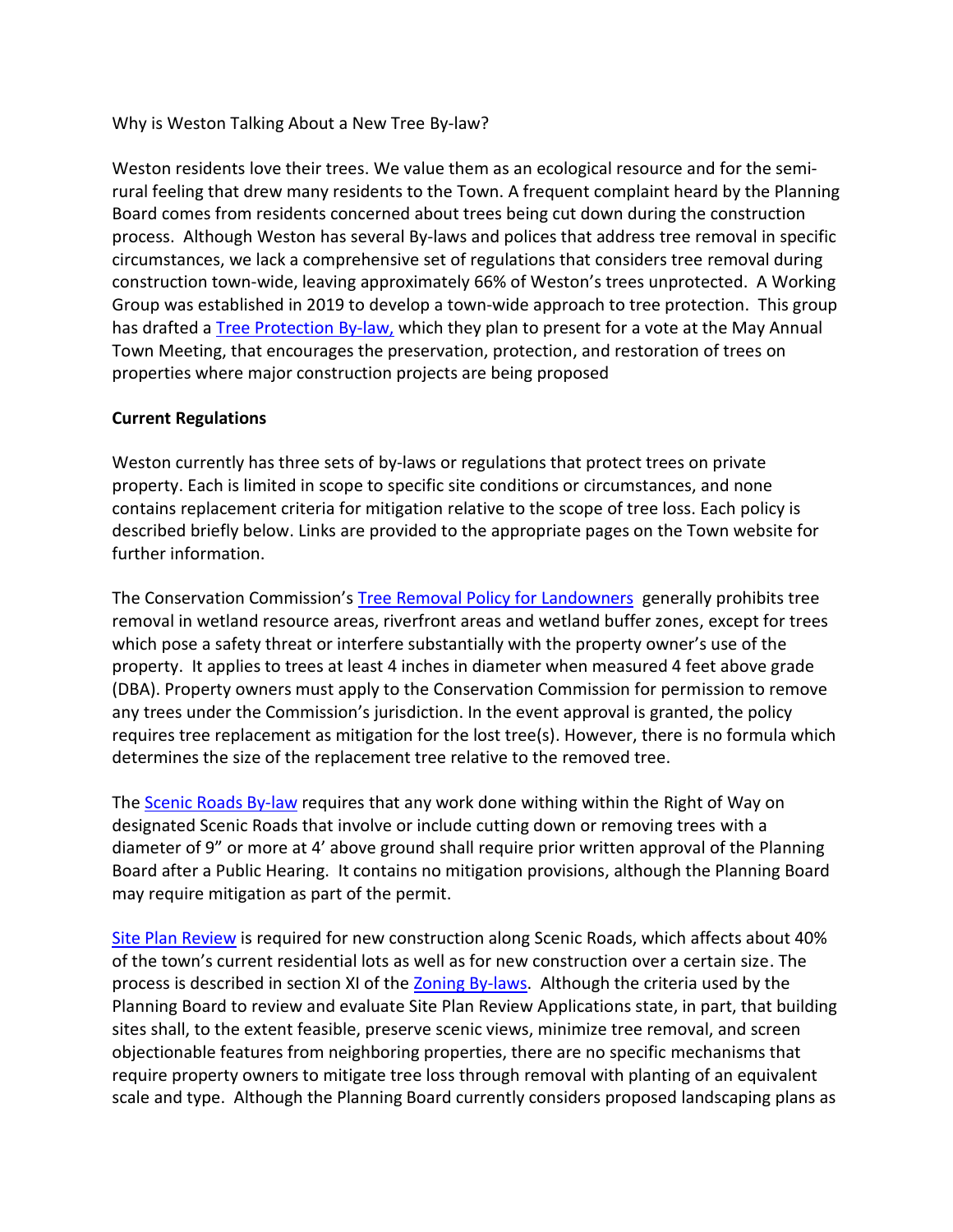Why is Weston Talking About a New Tree By-law?

Weston residents love their trees. We value them as an ecological resource and for the semi-rural feeling that drew many residents to the Town. A frequent complaint heard by the Planning Board comes from residents concerned about trees being cut down during the construction process. Although Weston has several By-laws and polices that address tree removal in specific circumstances, we lack a comprehensive set of regulations that considers tree removal during construction town-wide, leaving approximately 66% of Weston's trees unprotected. A Working Group was established in 2019 to develop a town-wide approach to tree protection. This group has drafted a Tree Protection By-law, which they plan to present for a vote at the May Annual Town Meeting, that encourages the preservation, protection, and restoration of trees on properties where major construction projects are being proposed

**Current Regulations**

Weston currently has three sets of by-laws or regulations that protect trees on private property. Each is limited in scope to specific site conditions or circumstances, and none contains replacement criteria for mitigation relative to the scope of tree loss. Each policy is described briefly below. Links are provided to the appropriate pages on the Town website for further information.

The Conservation Commission's Tree Removal Policy for Landowners generally prohibits tree removal in wetland resource areas, riverfront areas and wetland buffer zones, except for trees which pose a safety threat or interfere substantially with the property owner's use of the property. It applies to trees at least 4 inches in diameter when measured 4 feet above grade (DBA). Property owners must apply to the Conservation Commission for permission to remove any trees under the Commission's jurisdiction. In the event approval is granted, the policy requires tree replacement as mitigation for the lost tree(s). However, there is no formula which determines the size of the replacement tree relative to the removed tree.

The Scenic Roads By-law requires that any work done withing within the Right of Way on designated Scenic Roads that involve or include cutting down or removing trees with a diameter of 9" or more at 4' above ground shall require prior written approval of the Planning Board after a Public Hearing. It contains no mitigation provisions, although the Planning Board may require mitigation as part of the permit.

Site Plan Review is required for new construction along Scenic Roads, which affects about 40% of the town's current residential lots as well as for new construction over a certain size. The process is described in section XI of the Zoning By-laws. Although the criteria used by the Planning Board to review and evaluate Site Plan Review Applications state, in part, that building sites shall, to the extent feasible, preserve scenic views, minimize tree removal, and screen objectionable features from neighboring properties, there are no specific mechanisms that require property owners to mitigate tree loss through removal with planting of an equivalent scale and type. Although the Planning Board currently considers proposed landscaping plans as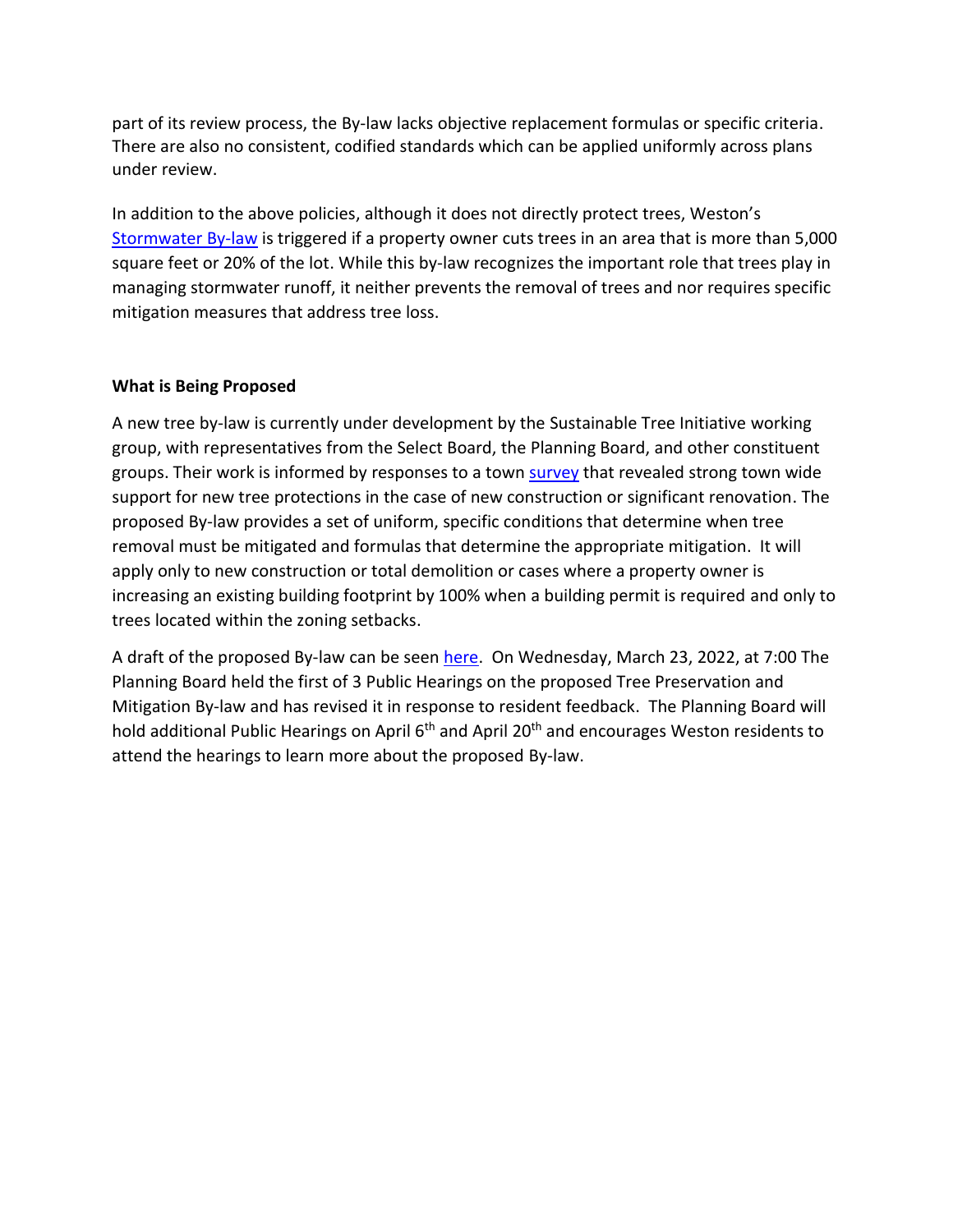part of its review process, the By-law lacks objective replacement formulas or specific criteria. There are also no consistent, codified standards which can be applied uniformly across plans under review.

In addition to the above policies, although it does not directly protect trees, Weston's Stormwater By-law is triggered if a property owner cuts trees in an area that is more than 5,000 square feet or 20% of the lot. While this by-law recognizes the important role that trees play in managing stormwater runoff, it neither prevents the removal of trees and nor requires specific mitigation measures that address tree loss.

**What is Being Proposed**

A new tree by-law is currently under development by the Sustainable Tree Initiative working group, with representatives from the Select Board, the Planning Board, and other constituent groups. Their work is informed by responses to a town survey that revealed strong town wide support for new tree protections in the case of new construction or significant renovation. The proposed By-law provides a set of uniform, specific conditions that determine when tree removal must be mitigated and formulas that determine the appropriate mitigation. It will apply only to new construction or total demolition or cases where a property owner is increasing an existing building footprint by 100% when a building permit is required and only to trees located within the zoning setbacks.

A draft of the proposed By-law can be seen here. On Wednesday, March 23, 2022, at 7:00 The Planning Board held the first of 3 Public Hearings on the proposed Tree Preservation and Mitigation By-law and has revised it in response to resident feedback. The Planning Board will hold additional Public Hearings on April 6th and April 20th and encourages Weston residents to attend the hearings to learn more about the proposed By-law.